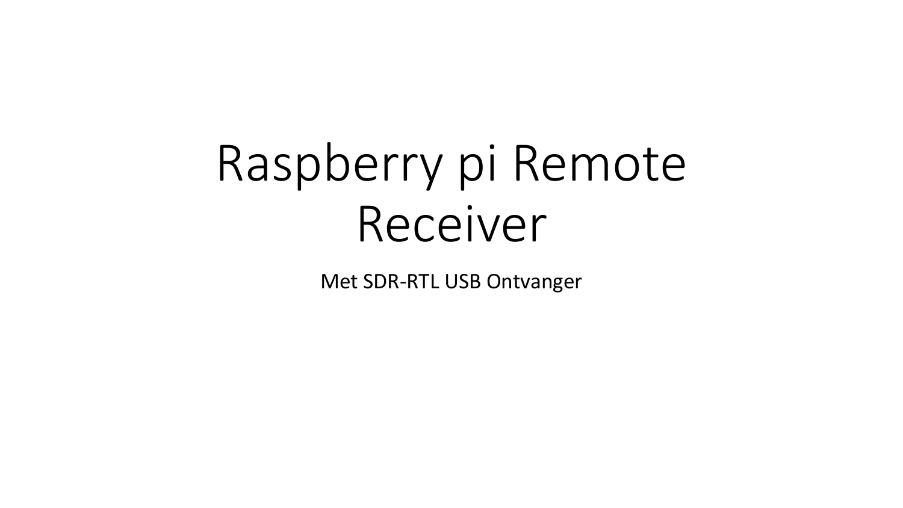# Raspberry pi Remote Receiver

Met SDR-RTL USB Ontvanger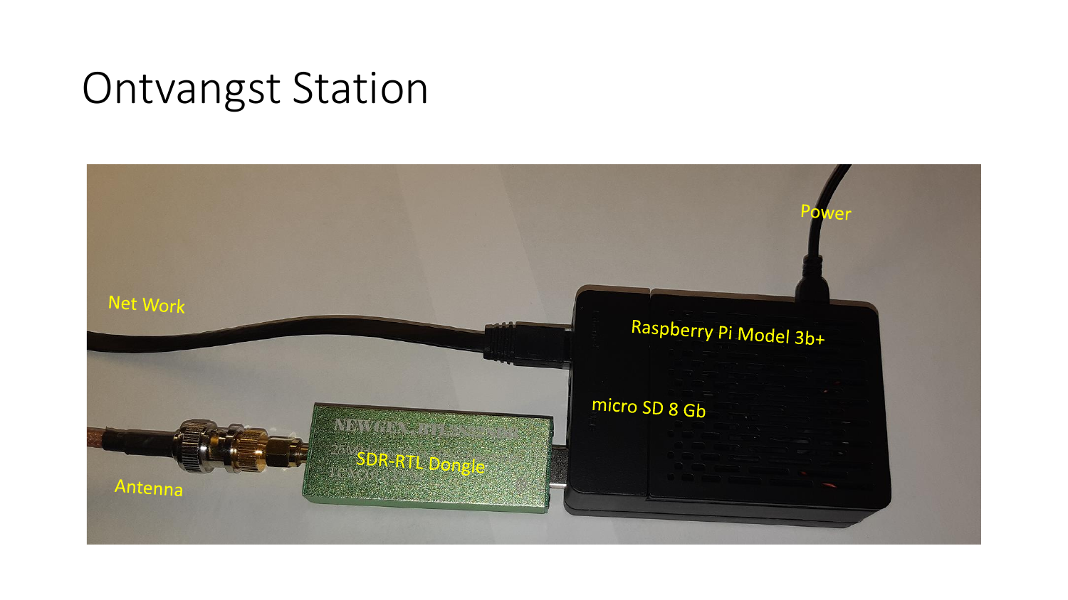# Ontvangst Station

Power

Net Work

Raspberry Pi Model 3b+

micro SD 8 Gb

SDR-RTL Dongle

Antenna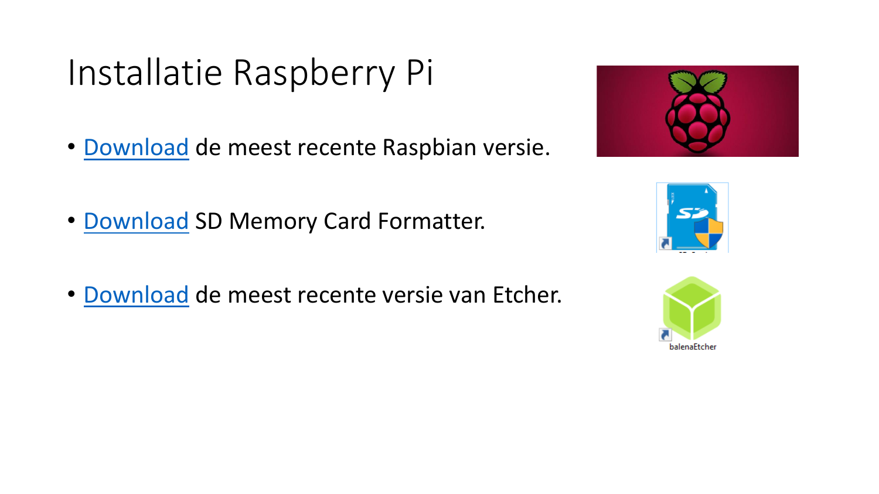# Installatie Raspberry Pi

- Download de meest recente Raspbian versie.
- Download SD Memory Card Formatter.
- Download de meest recente versie van Etcher.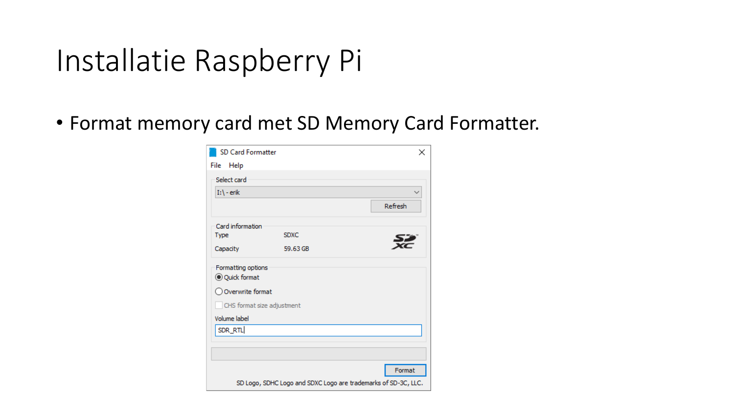# Installatie Raspberry Pi

- Format memory card met SD Memory Card Formatter.

SD Card Formatter

File Help

Select card

I:\ - erik

Refresh

Card information

Type SDXC

Capacity 59.63 GB

Formatting options

Quick format

Overwrite format

CHS format size adjustment

Volume label

SDR_RTL

Format

SD Logo, SDHC Logo and SDXC Logo are trademarks of SD-3C, LLC.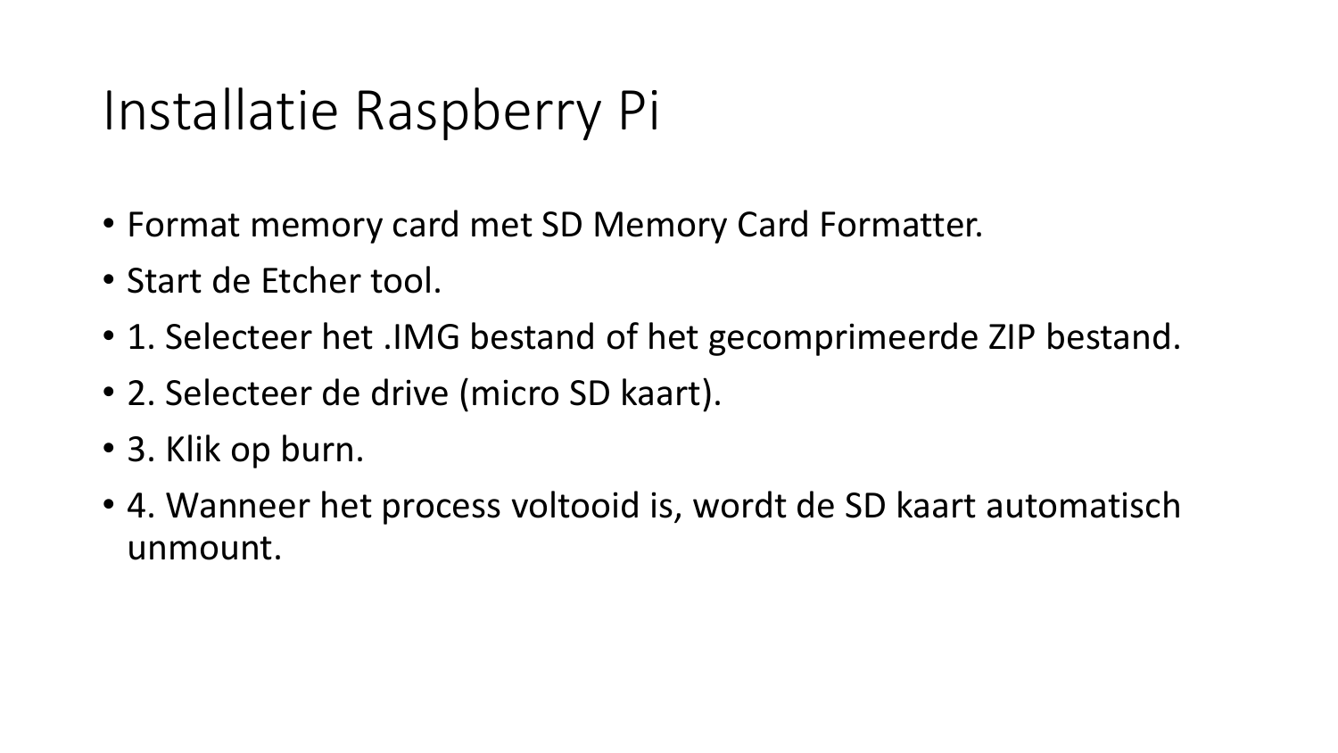# Installatie Raspberry Pi

- Format memory card met SD Memory Card Formatter.
- Start de Etcher tool.
- 1. Selecteer het .IMG bestand of het gecomprimeerde ZIP bestand.
- 2. Selecteer de drive (micro SD kaart).
- 3. Klik op burn.
- 4. Wanneer het process voltooid is, wordt de SD kaart automatisch unmount.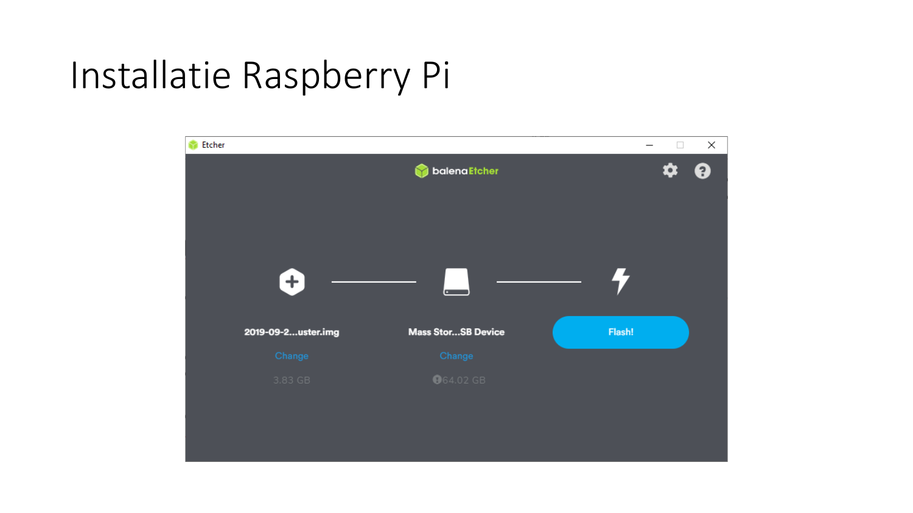# Installatie Raspberry Pi

Etcher

balenaEtcher

2019-09-2...uster.img

Change

3.83 GB

Mass Stor...SB Device

Change

64.02 GB

Flash!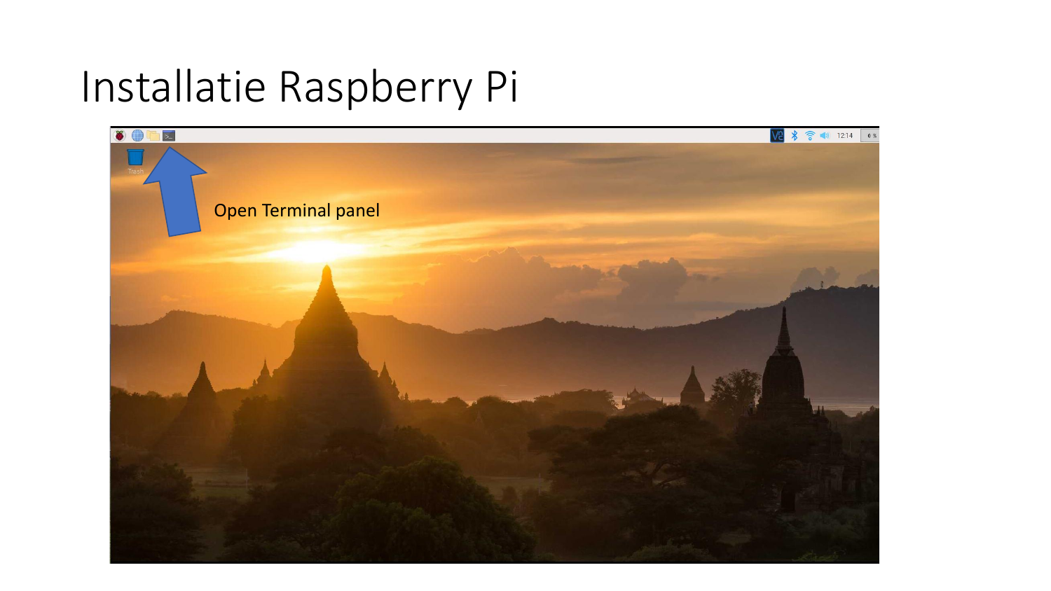# Installatie Raspberry Pi

Open Terminal panel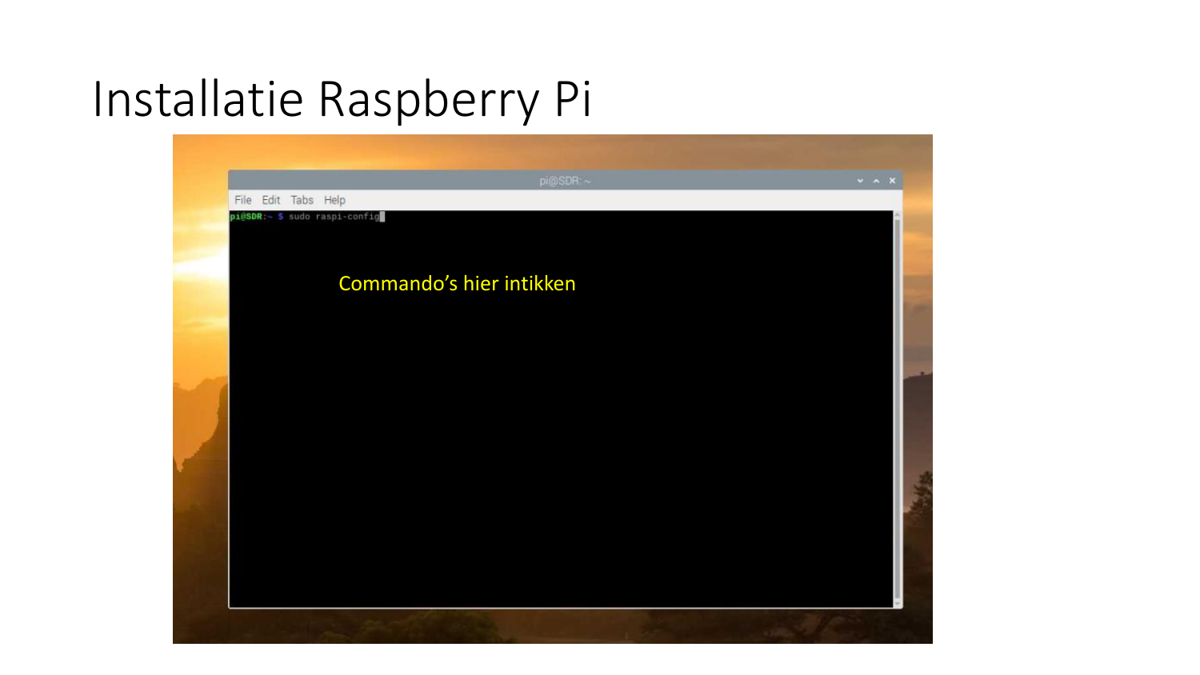# Installatie Raspberry Pi

```
pi@SDR:~ $ sudo raspi-config
```

Commando's hier intikken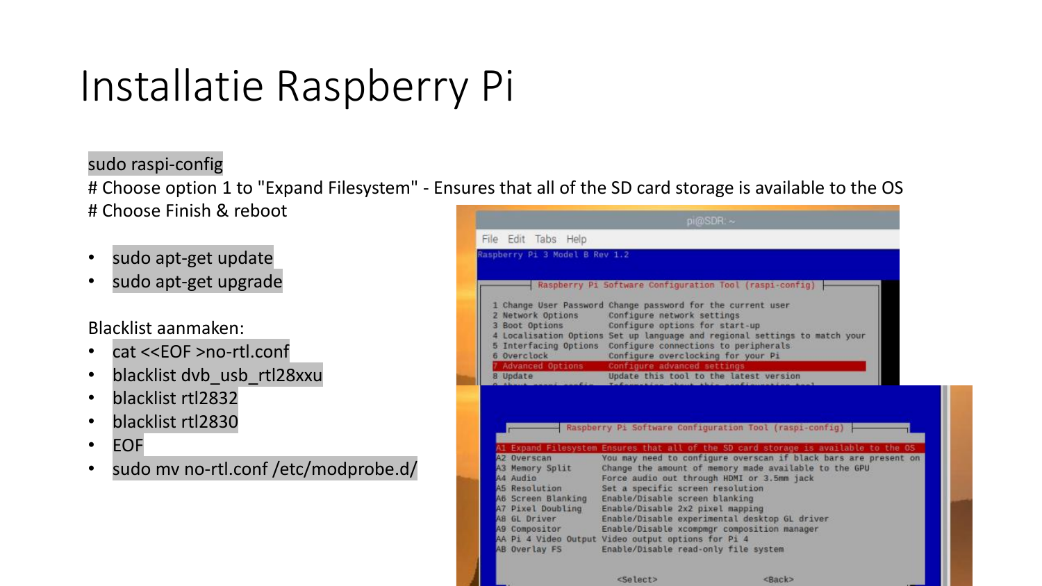# Installatie Raspberry Pi

sudo raspi-config
# Choose option 1 to "Expand Filesystem" - Ensures that all of the SD card storage is available to the OS
# Choose Finish & reboot

- sudo apt-get update
- sudo apt-get upgrade

Blacklist aanmaken:

- cat <<EOF >no-rtl.conf
- blacklist dvb_usb_rtl28xxu
- blacklist rtl2832
- blacklist rtl2830
- EOF
- sudo mv no-rtl.conf /etc/modprobe.d/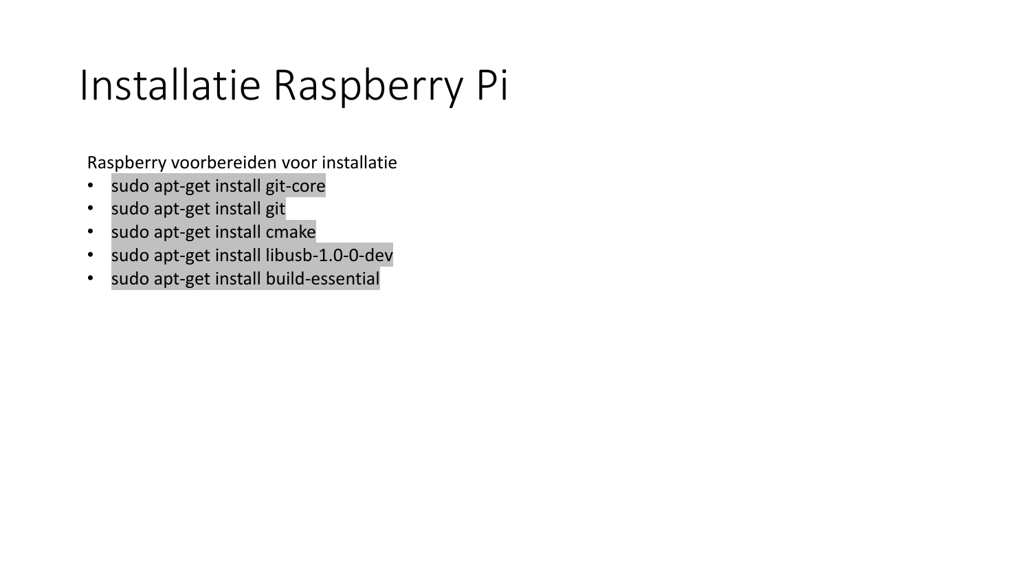# Installatie Raspberry Pi

Raspberry voorbereiden voor installatie

- sudo apt-get install git-core
- sudo apt-get install git
- sudo apt-get install cmake
- sudo apt-get install libusb-1.0-0-dev
- sudo apt-get install build-essential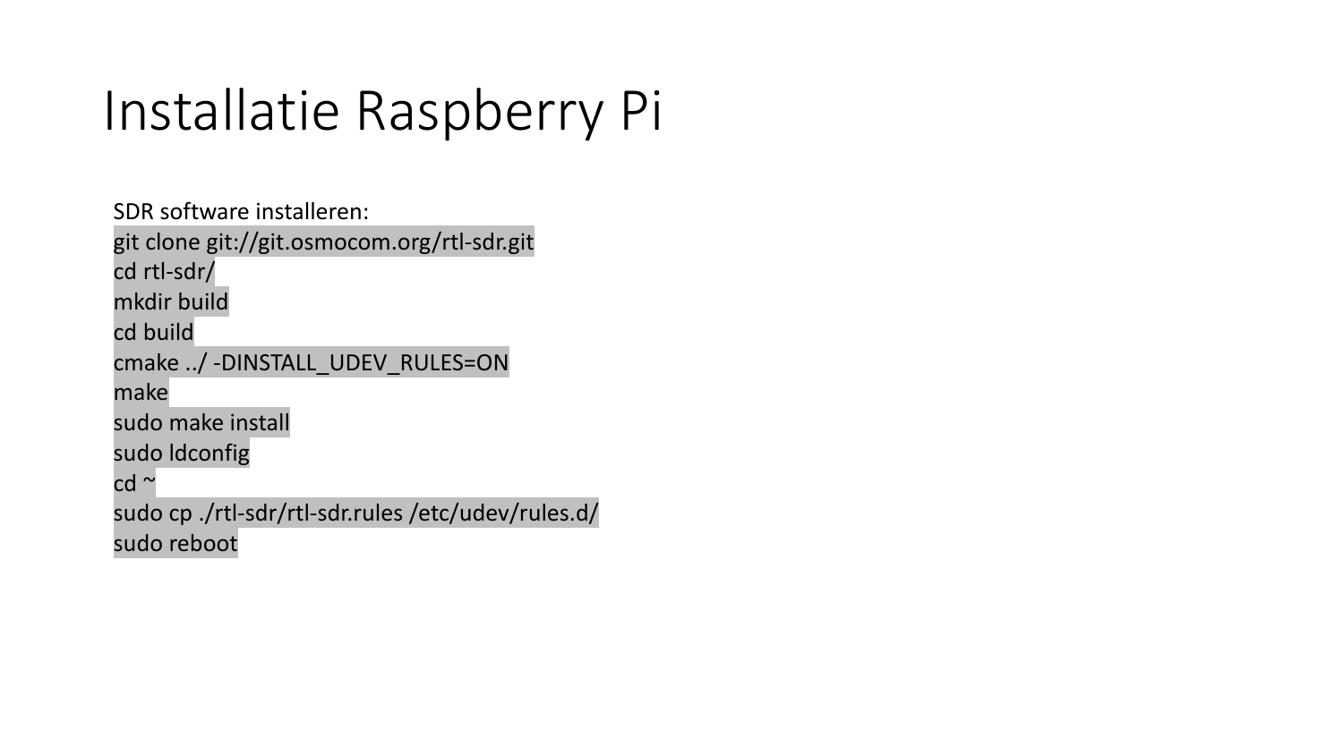# Installatie Raspberry Pi

SDR software installeren:

```
git clone git://git.osmocom.org/rtl-sdr.git
cd rtl-sdr/
mkdir build
cd build
cmake ../ -DINSTALL_UDEV_RULES=ON
make
sudo make install
sudo ldconfig
cd ~
sudo cp ./rtl-sdr/rtl-sdr.rules /etc/udev/rules.d/
sudo reboot
```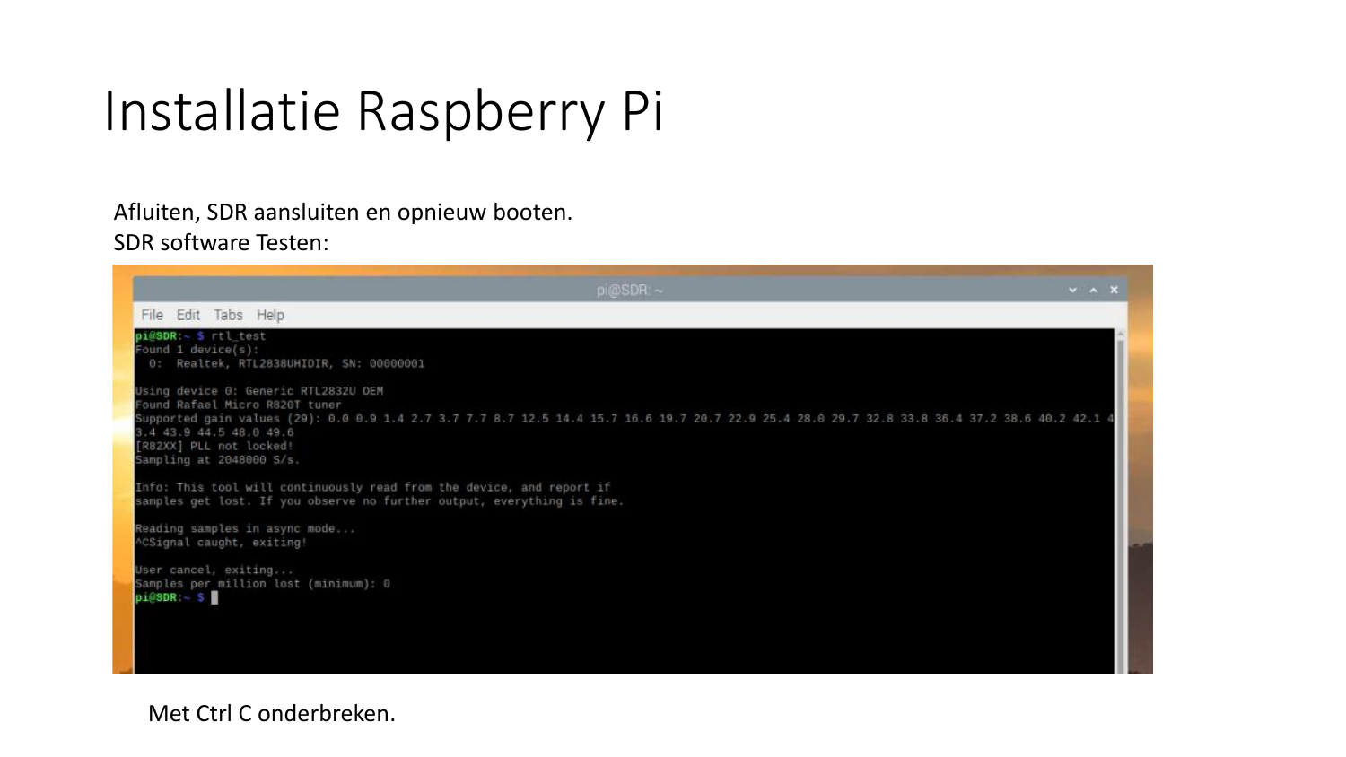# Installatie Raspberry Pi

Afluiten, SDR aansluiten en opnieuw booten.
SDR software Testen:

```
pi@SDR:~ $ rtl_test
Found 1 device(s):
  0:  Realtek, RTL2838UHIDIR, SN: 00000001

Using device 0: Generic RTL2832U OEM
Found Rafael Micro R820T tuner
Supported gain values (29): 0.0 0.9 1.4 2.7 3.7 7.7 8.7 12.5 14.4 15.7 16.6 19.7 20.7 22.9 25.4 28.0 29.7 32.8 33.8 36.4 37.2 38.6 40.2 42.1 4
3.4 43.9 44.5 48.0 49.6
[R82XX] PLL not locked!
Sampling at 2048000 S/s.

Info: This tool will continuously read from the device, and report if
samples get lost. If you observe no further output, everything is fine.

Reading samples in async mode...
^CSignal caught, exiting!

User cancel, exiting...
Samples per million lost (minimum): 0
pi@SDR:~ $
```

Met Ctrl C onderbreken.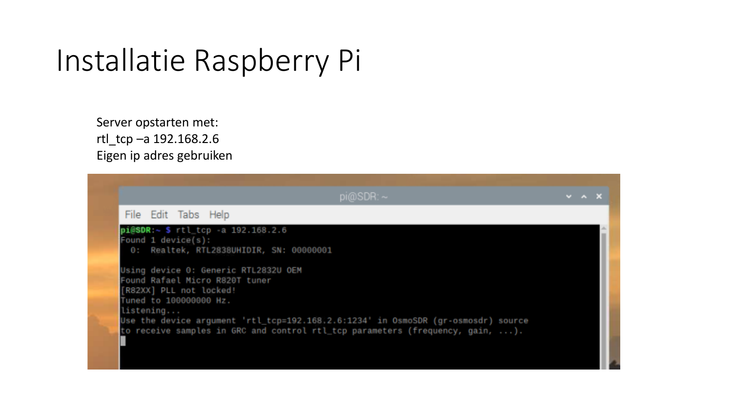# Installatie Raspberry Pi

Server opstarten met:
rtl_tcp –a 192.168.2.6
Eigen ip adres gebruiken

```
pi@SDR:~ $ rtl_tcp -a 192.168.2.6
Found 1 device(s):
  0:  Realtek, RTL2838UHIDIR, SN: 00000001

Using device 0: Generic RTL2832U OEM
Found Rafael Micro R820T tuner
[R82XX] PLL not locked!
Tuned to 100000000 Hz.
listening...
Use the device argument 'rtl_tcp=192.168.2.6:1234' in OsmoSDR (gr-osmosdr) source
to receive samples in GRC and control rtl_tcp parameters (frequency, gain, ...).
```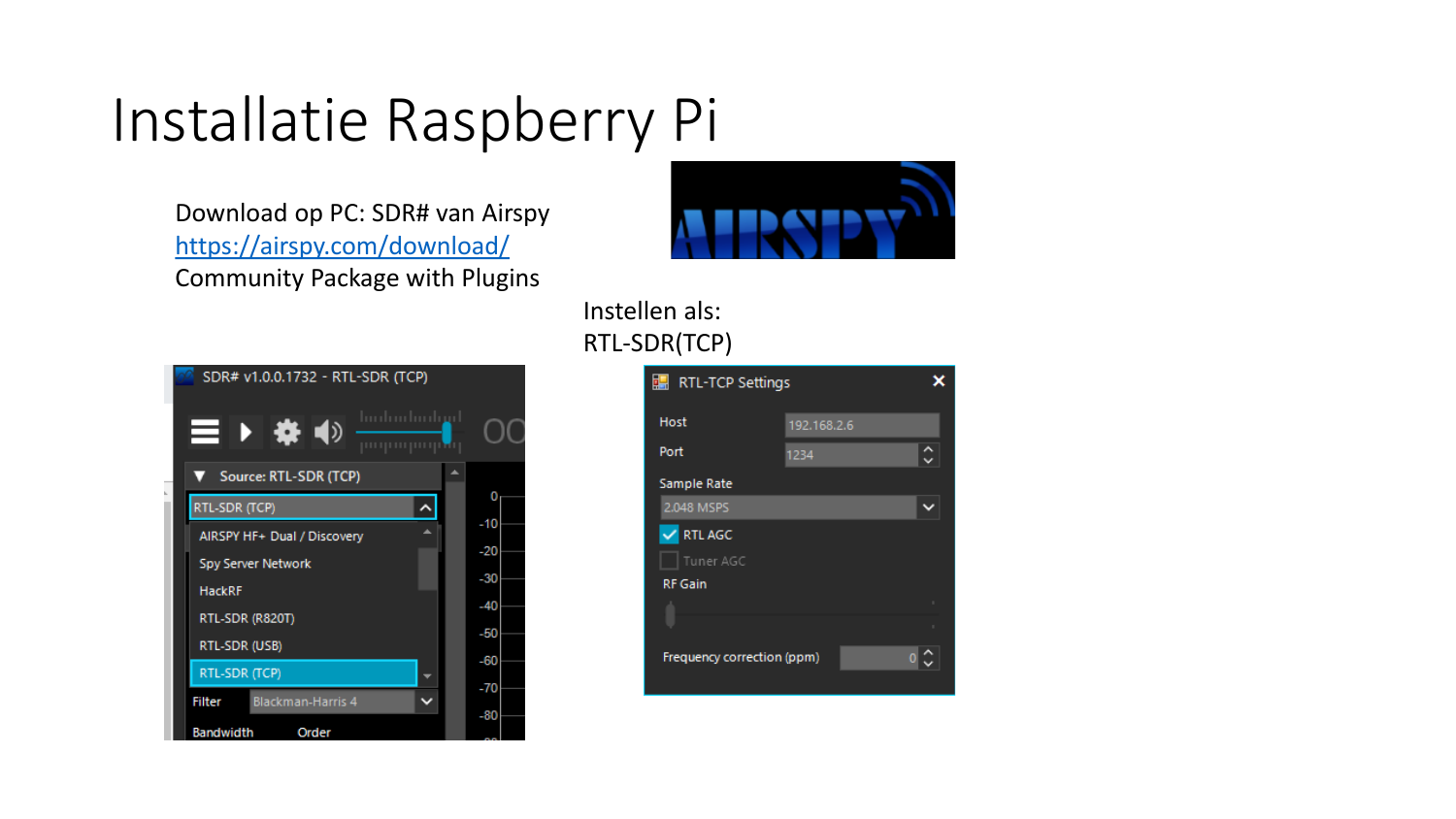# Installatie Raspberry Pi

Download op PC: SDR# van Airspy
https://airspy.com/download/
Community Package with Plugins

Instellen als:
RTL-SDR(TCP)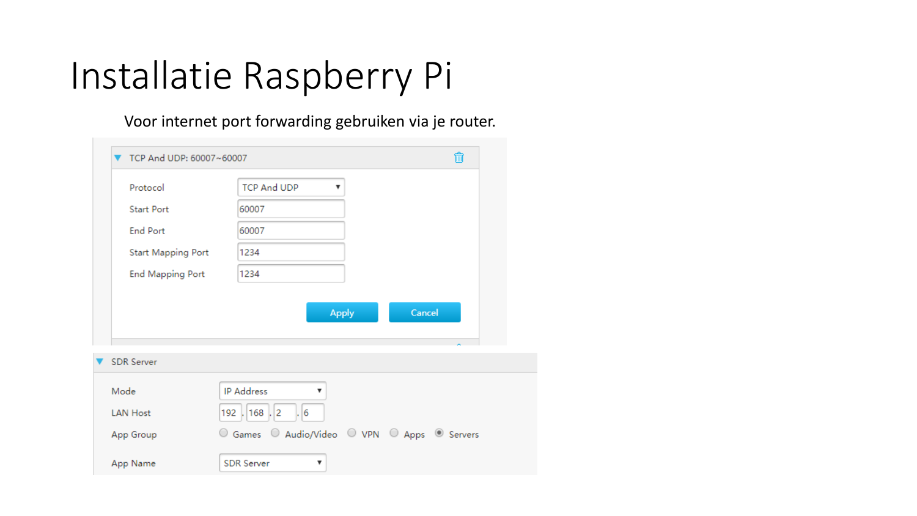# Installatie Raspberry Pi

Voor internet port forwarding gebruiken via je router.

**TCP And UDP: 60007~60007**

| | |
|---|---|
| Protocol | TCP And UDP |
| Start Port | 60007 |
| End Port | 60007 |
| Start Mapping Port | 1234 |
| End Mapping Port | 1234 |

Apply Cancel

**SDR Server**

| | |
|---|---|
| Mode | IP Address |
| LAN Host | 192 . 168 . 2 . 6 |
| App Group | Games / Audio/Video / VPN / Apps / Servers (selected) |
| App Name | SDR Server |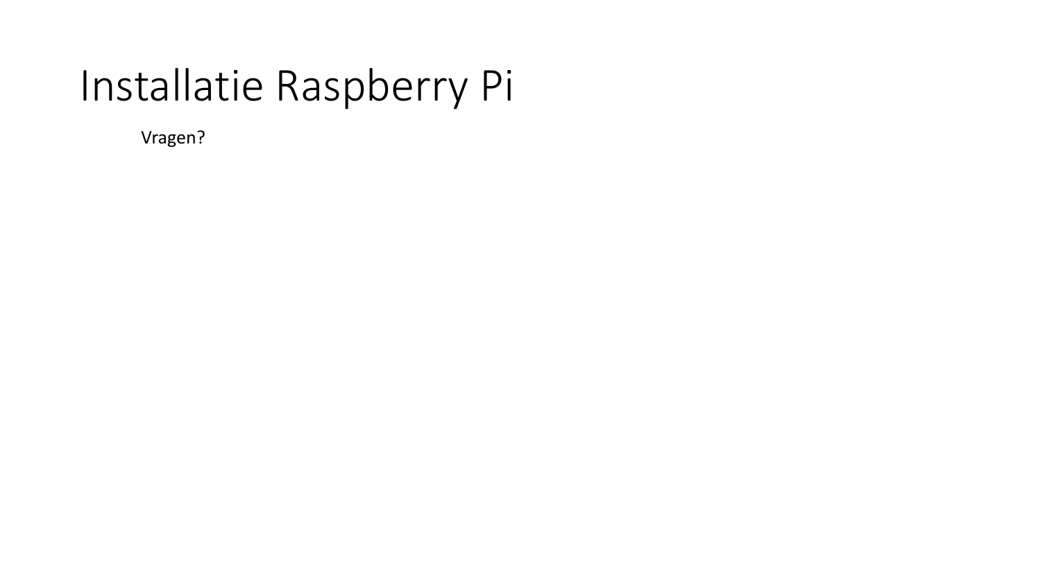# Installatie Raspberry Pi

Vragen?